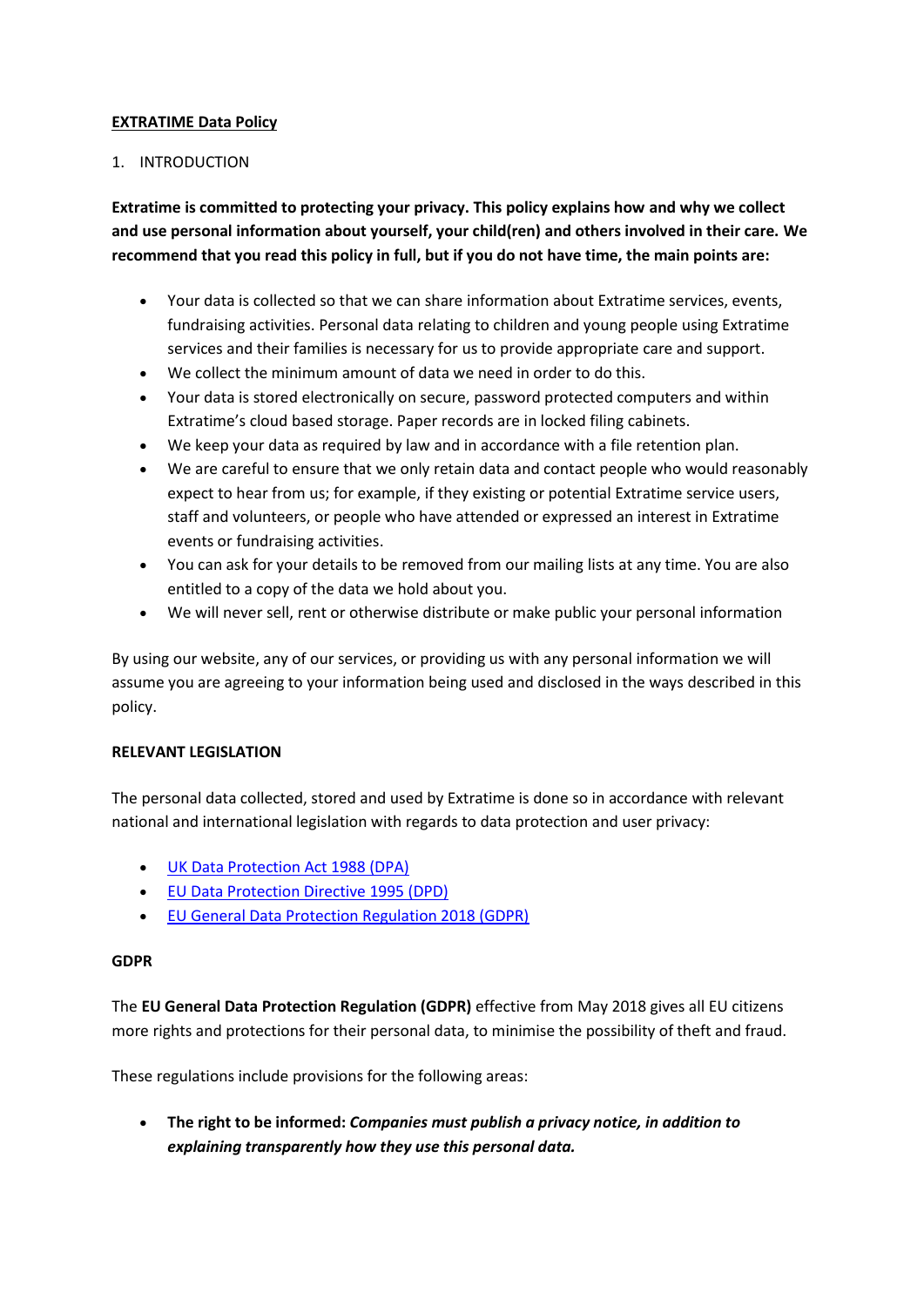# EXTRATIME Data Policy

## 1. INTRODUCTION

**Extratime is committed to protecting your privacy. This policy explains how and why we collect and use personal information about yourself, your child(ren) and others involved in their care. We recommend that you read this policy in full, but if you do not have time, the main points are:**

- Your data is collected so that we can share information about Extratime services, events, fundraising activities. Personal data relating to children and young people using Extratime services and their families is necessary for us to provide appropriate care and support.
- We collect the minimum amount of data we need in order to do this.
- Your data is stored electronically on secure, password protected computers and within Extratime's cloud based storage. Paper records are in locked filing cabinets.
- We keep your data as required by law and in accordance with a file retention plan.
- We are careful to ensure that we only retain data and contact people who would reasonably expect to hear from us; for example, if they existing or potential Extratime service users, staff and volunteers, or people who have attended or expressed an interest in Extratime events or fundraising activities.
- You can ask for your details to be removed from our mailing lists at any time. You are also entitled to a copy of the data we hold about you.
- We will never sell, rent or otherwise distribute or make public your personal information

By using our website, any of our services, or providing us with any personal information we will assume you are agreeing to your information being used and disclosed in the ways described in this policy.

## RELEVANT LEGISLATION

The personal data collected, stored and used by Extratime is done so in accordance with relevant national and international legislation with regards to data protection and user privacy:

- UK Data Protection Act 1988 (DPA)
- EU Data Protection Directive 1995 (DPD)
- EU General Data Protection Regulation 2018 (GDPR)

## GDPR

The **EU General Data Protection Regulation (GDPR)** effective from May 2018 gives all EU citizens more rights and protections for their personal data, to minimise the possibility of theft and fraud.

These regulations include provisions for the following areas:

- **The right to be informed:** ***Companies must publish a privacy notice, in addition to explaining transparently how they use this personal data.***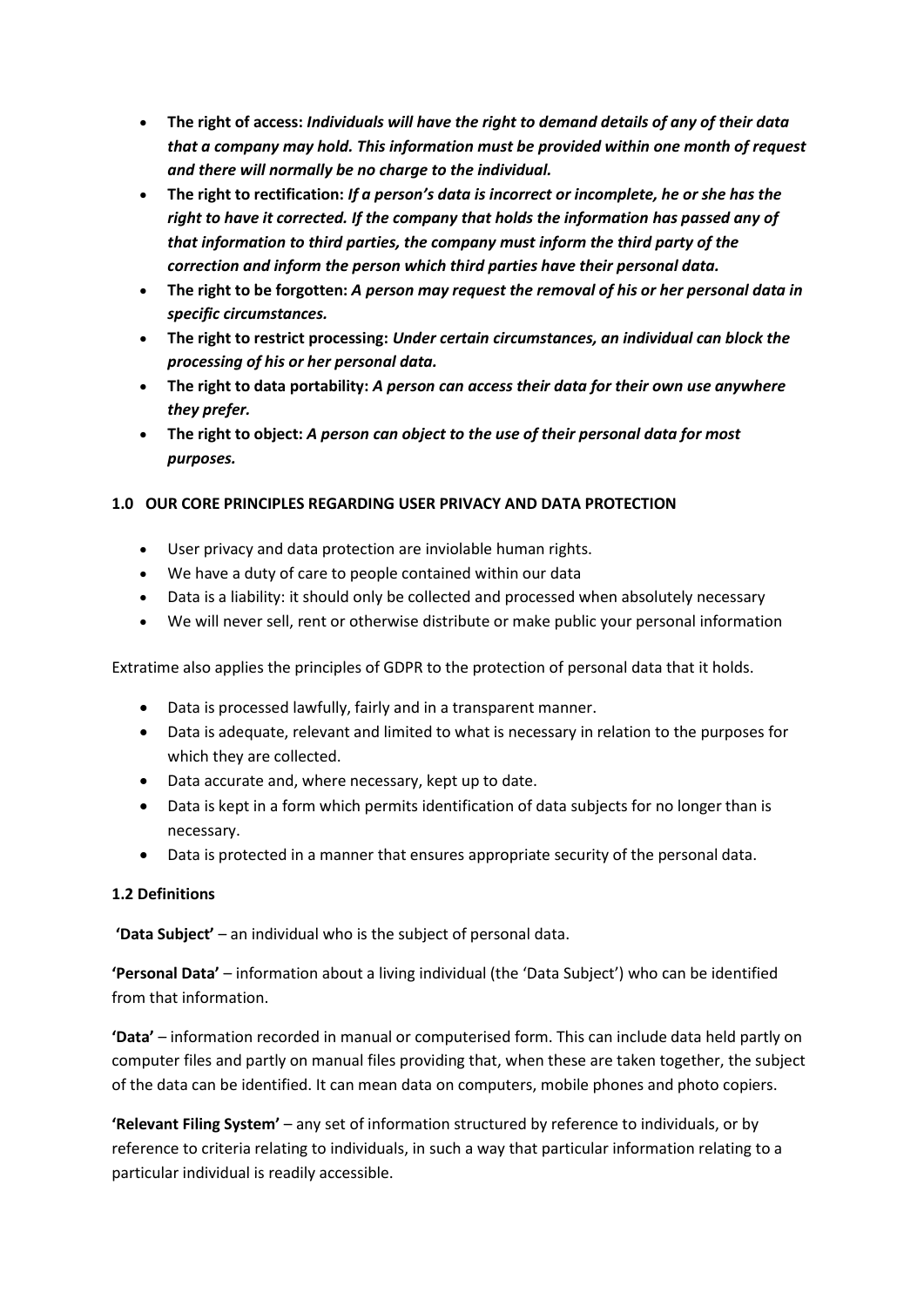- **The right of access:** ***Individuals will have the right to demand details of any of their data that a company may hold. This information must be provided within one month of request and there will normally be no charge to the individual.***
- **The right to rectification:** ***If a person's data is incorrect or incomplete, he or she has the right to have it corrected. If the company that holds the information has passed any of that information to third parties, the company must inform the third party of the correction and inform the person which third parties have their personal data.***
- **The right to be forgotten:** ***A person may request the removal of his or her personal data in specific circumstances.***
- **The right to restrict processing:** ***Under certain circumstances, an individual can block the processing of his or her personal data.***
- **The right to data portability:** ***A person can access their data for their own use anywhere they prefer.***
- **The right to object:** ***A person can object to the use of their personal data for most purposes.***

## 1.0 OUR CORE PRINCIPLES REGARDING USER PRIVACY AND DATA PROTECTION

- User privacy and data protection are inviolable human rights.
- We have a duty of care to people contained within our data
- Data is a liability: it should only be collected and processed when absolutely necessary
- We will never sell, rent or otherwise distribute or make public your personal information

Extratime also applies the principles of GDPR to the protection of personal data that it holds.

- Data is processed lawfully, fairly and in a transparent manner.
- Data is adequate, relevant and limited to what is necessary in relation to the purposes for which they are collected.
- Data accurate and, where necessary, kept up to date.
- Data is kept in a form which permits identification of data subjects for no longer than is necessary.
- Data is protected in a manner that ensures appropriate security of the personal data.

### 1.2 Definitions

**'Data Subject'** – an individual who is the subject of personal data.

**'Personal Data'** – information about a living individual (the 'Data Subject') who can be identified from that information.

**'Data'** – information recorded in manual or computerised form. This can include data held partly on computer files and partly on manual files providing that, when these are taken together, the subject of the data can be identified. It can mean data on computers, mobile phones and photo copiers.

**'Relevant Filing System'** – any set of information structured by reference to individuals, or by reference to criteria relating to individuals, in such a way that particular information relating to a particular individual is readily accessible.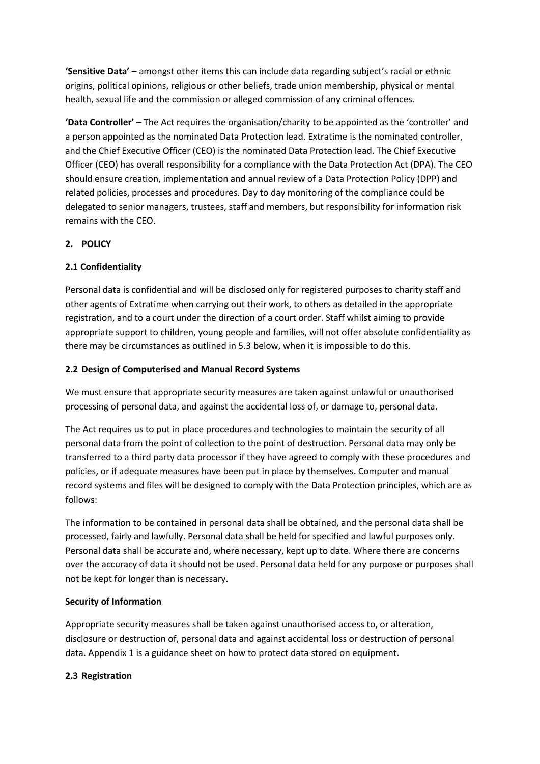**'Sensitive Data'** – amongst other items this can include data regarding subject's racial or ethnic origins, political opinions, religious or other beliefs, trade union membership, physical or mental health, sexual life and the commission or alleged commission of any criminal offences.

**'Data Controller'** – The Act requires the organisation/charity to be appointed as the 'controller' and a person appointed as the nominated Data Protection lead. Extratime is the nominated controller, and the Chief Executive Officer (CEO) is the nominated Data Protection lead. The Chief Executive Officer (CEO) has overall responsibility for a compliance with the Data Protection Act (DPA). The CEO should ensure creation, implementation and annual review of a Data Protection Policy (DPP) and related policies, processes and procedures. Day to day monitoring of the compliance could be delegated to senior managers, trustees, staff and members, but responsibility for information risk remains with the CEO.

## 2. POLICY

### 2.1 Confidentiality

Personal data is confidential and will be disclosed only for registered purposes to charity staff and other agents of Extratime when carrying out their work, to others as detailed in the appropriate registration, and to a court under the direction of a court order. Staff whilst aiming to provide appropriate support to children, young people and families, will not offer absolute confidentiality as there may be circumstances as outlined in 5.3 below, when it is impossible to do this.

### 2.2 Design of Computerised and Manual Record Systems

We must ensure that appropriate security measures are taken against unlawful or unauthorised processing of personal data, and against the accidental loss of, or damage to, personal data.

The Act requires us to put in place procedures and technologies to maintain the security of all personal data from the point of collection to the point of destruction. Personal data may only be transferred to a third party data processor if they have agreed to comply with these procedures and policies, or if adequate measures have been put in place by themselves. Computer and manual record systems and files will be designed to comply with the Data Protection principles, which are as follows:

The information to be contained in personal data shall be obtained, and the personal data shall be processed, fairly and lawfully. Personal data shall be held for specified and lawful purposes only. Personal data shall be accurate and, where necessary, kept up to date. Where there are concerns over the accuracy of data it should not be used. Personal data held for any purpose or purposes shall not be kept for longer than is necessary.

**Security of Information**

Appropriate security measures shall be taken against unauthorised access to, or alteration, disclosure or destruction of, personal data and against accidental loss or destruction of personal data. Appendix 1 is a guidance sheet on how to protect data stored on equipment.

### 2.3 Registration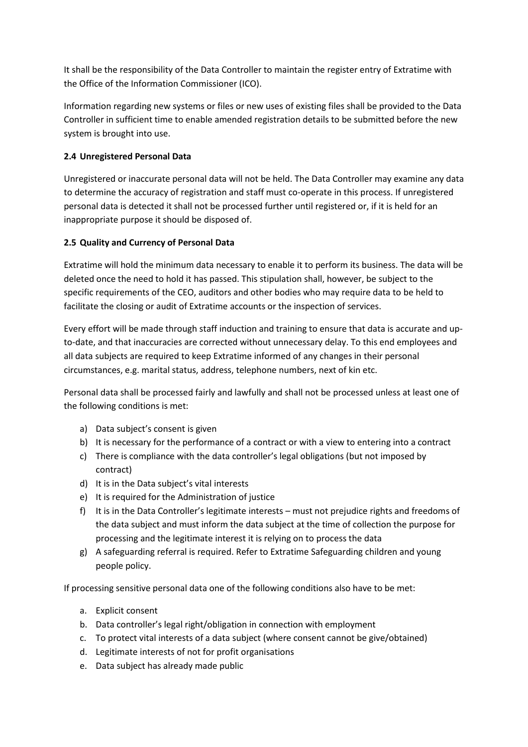It shall be the responsibility of the Data Controller to maintain the register entry of Extratime with the Office of the Information Commissioner (ICO).

Information regarding new systems or files or new uses of existing files shall be provided to the Data Controller in sufficient time to enable amended registration details to be submitted before the new system is brought into use.

### 2.4 Unregistered Personal Data

Unregistered or inaccurate personal data will not be held. The Data Controller may examine any data to determine the accuracy of registration and staff must co-operate in this process. If unregistered personal data is detected it shall not be processed further until registered or, if it is held for an inappropriate purpose it should be disposed of.

### 2.5 Quality and Currency of Personal Data

Extratime will hold the minimum data necessary to enable it to perform its business. The data will be deleted once the need to hold it has passed. This stipulation shall, however, be subject to the specific requirements of the CEO, auditors and other bodies who may require data to be held to facilitate the closing or audit of Extratime accounts or the inspection of services.

Every effort will be made through staff induction and training to ensure that data is accurate and up-to-date, and that inaccuracies are corrected without unnecessary delay. To this end employees and all data subjects are required to keep Extratime informed of any changes in their personal circumstances, e.g. marital status, address, telephone numbers, next of kin etc.

Personal data shall be processed fairly and lawfully and shall not be processed unless at least one of the following conditions is met:

a) Data subject's consent is given
b) It is necessary for the performance of a contract or with a view to entering into a contract
c) There is compliance with the data controller's legal obligations (but not imposed by contract)
d) It is in the Data subject's vital interests
e) It is required for the Administration of justice
f) It is in the Data Controller's legitimate interests – must not prejudice rights and freedoms of the data subject and must inform the data subject at the time of collection the purpose for processing and the legitimate interest it is relying on to process the data
g) A safeguarding referral is required. Refer to Extratime Safeguarding children and young people policy.

If processing sensitive personal data one of the following conditions also have to be met:

a. Explicit consent
b. Data controller's legal right/obligation in connection with employment
c. To protect vital interests of a data subject (where consent cannot be give/obtained)
d. Legitimate interests of not for profit organisations
e. Data subject has already made public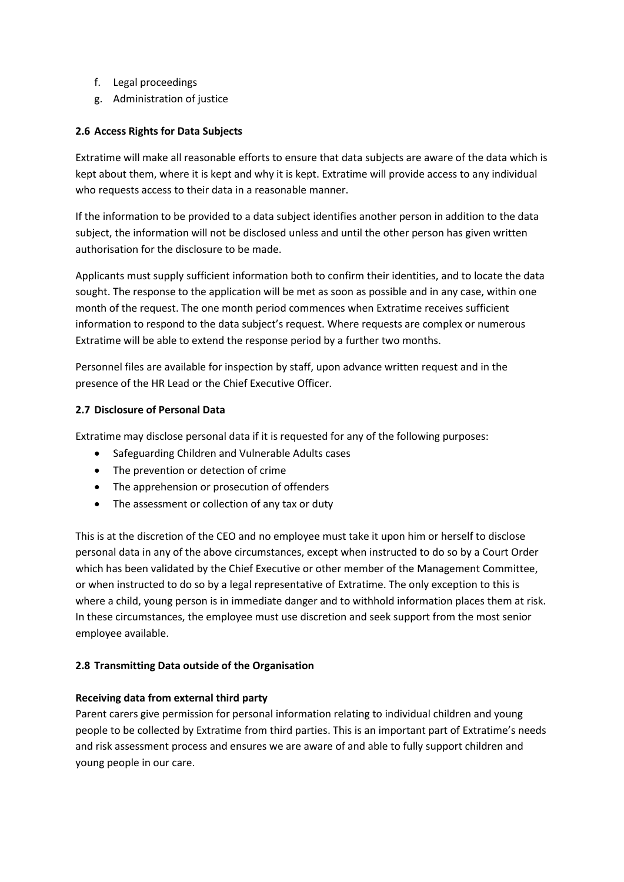f. Legal proceedings
g. Administration of justice

### 2.6 Access Rights for Data Subjects

Extratime will make all reasonable efforts to ensure that data subjects are aware of the data which is kept about them, where it is kept and why it is kept. Extratime will provide access to any individual who requests access to their data in a reasonable manner.

If the information to be provided to a data subject identifies another person in addition to the data subject, the information will not be disclosed unless and until the other person has given written authorisation for the disclosure to be made.

Applicants must supply sufficient information both to confirm their identities, and to locate the data sought. The response to the application will be met as soon as possible and in any case, within one month of the request. The one month period commences when Extratime receives sufficient information to respond to the data subject's request. Where requests are complex or numerous Extratime will be able to extend the response period by a further two months.

Personnel files are available for inspection by staff, upon advance written request and in the presence of the HR Lead or the Chief Executive Officer.

### 2.7 Disclosure of Personal Data

Extratime may disclose personal data if it is requested for any of the following purposes:

- Safeguarding Children and Vulnerable Adults cases
- The prevention or detection of crime
- The apprehension or prosecution of offenders
- The assessment or collection of any tax or duty

This is at the discretion of the CEO and no employee must take it upon him or herself to disclose personal data in any of the above circumstances, except when instructed to do so by a Court Order which has been validated by the Chief Executive or other member of the Management Committee, or when instructed to do so by a legal representative of Extratime. The only exception to this is where a child, young person is in immediate danger and to withhold information places them at risk. In these circumstances, the employee must use discretion and seek support from the most senior employee available.

### 2.8 Transmitting Data outside of the Organisation

**Receiving data from external third party**

Parent carers give permission for personal information relating to individual children and young people to be collected by Extratime from third parties. This is an important part of Extratime's needs and risk assessment process and ensures we are aware of and able to fully support children and young people in our care.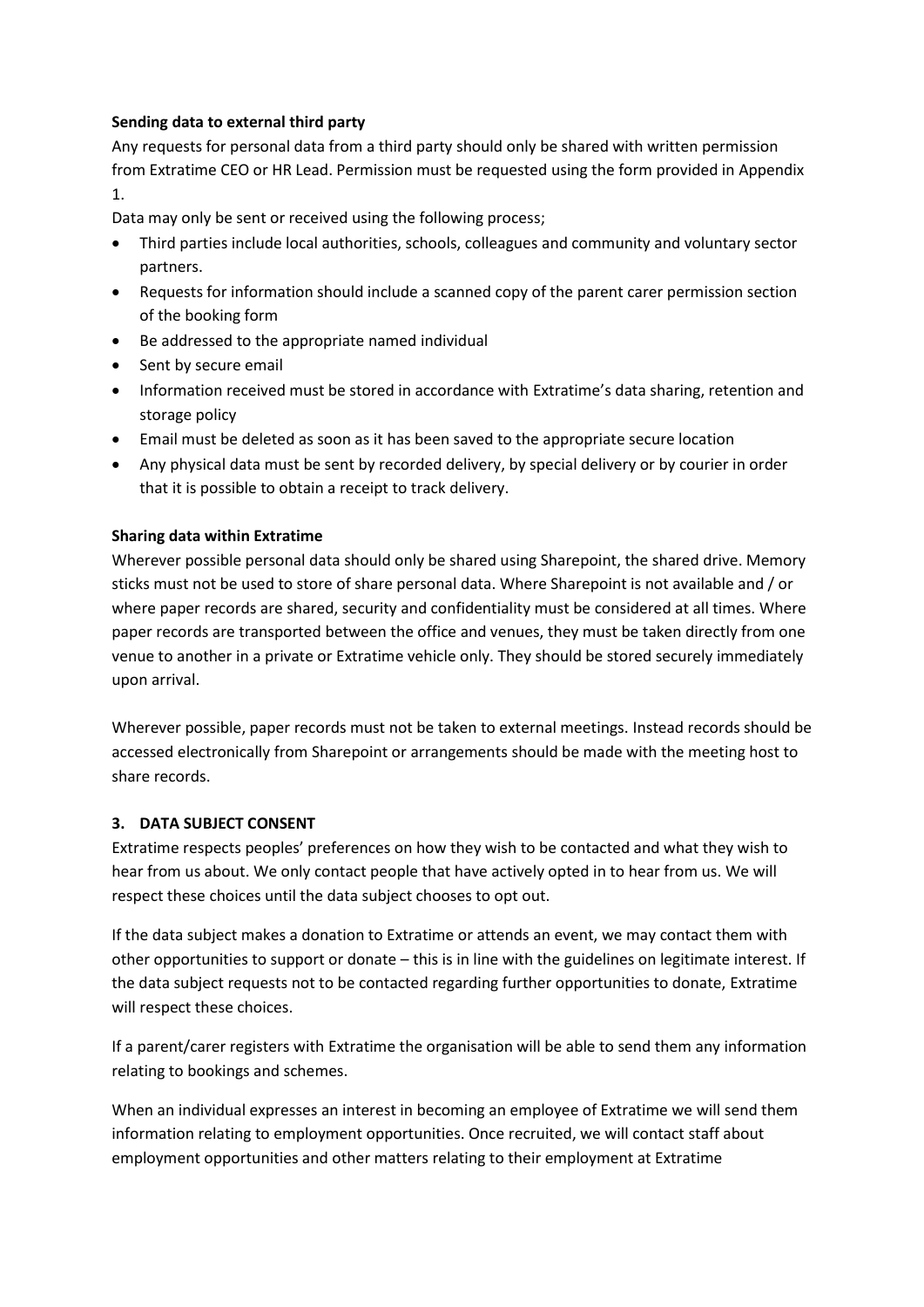**Sending data to external third party**

Any requests for personal data from a third party should only be shared with written permission from Extratime CEO or HR Lead. Permission must be requested using the form provided in Appendix 1.

Data may only be sent or received using the following process;

- Third parties include local authorities, schools, colleagues and community and voluntary sector partners.
- Requests for information should include a scanned copy of the parent carer permission section of the booking form
- Be addressed to the appropriate named individual
- Sent by secure email
- Information received must be stored in accordance with Extratime's data sharing, retention and storage policy
- Email must be deleted as soon as it has been saved to the appropriate secure location
- Any physical data must be sent by recorded delivery, by special delivery or by courier in order that it is possible to obtain a receipt to track delivery.

**Sharing data within Extratime**

Wherever possible personal data should only be shared using Sharepoint, the shared drive. Memory sticks must not be used to store of share personal data. Where Sharepoint is not available and / or where paper records are shared, security and confidentiality must be considered at all times. Where paper records are transported between the office and venues, they must be taken directly from one venue to another in a private or Extratime vehicle only. They should be stored securely immediately upon arrival.

Wherever possible, paper records must not be taken to external meetings. Instead records should be accessed electronically from Sharepoint or arrangements should be made with the meeting host to share records.

## 3. DATA SUBJECT CONSENT

Extratime respects peoples' preferences on how they wish to be contacted and what they wish to hear from us about. We only contact people that have actively opted in to hear from us. We will respect these choices until the data subject chooses to opt out.

If the data subject makes a donation to Extratime or attends an event, we may contact them with other opportunities to support or donate – this is in line with the guidelines on legitimate interest. If the data subject requests not to be contacted regarding further opportunities to donate, Extratime will respect these choices.

If a parent/carer registers with Extratime the organisation will be able to send them any information relating to bookings and schemes.

When an individual expresses an interest in becoming an employee of Extratime we will send them information relating to employment opportunities. Once recruited, we will contact staff about employment opportunities and other matters relating to their employment at Extratime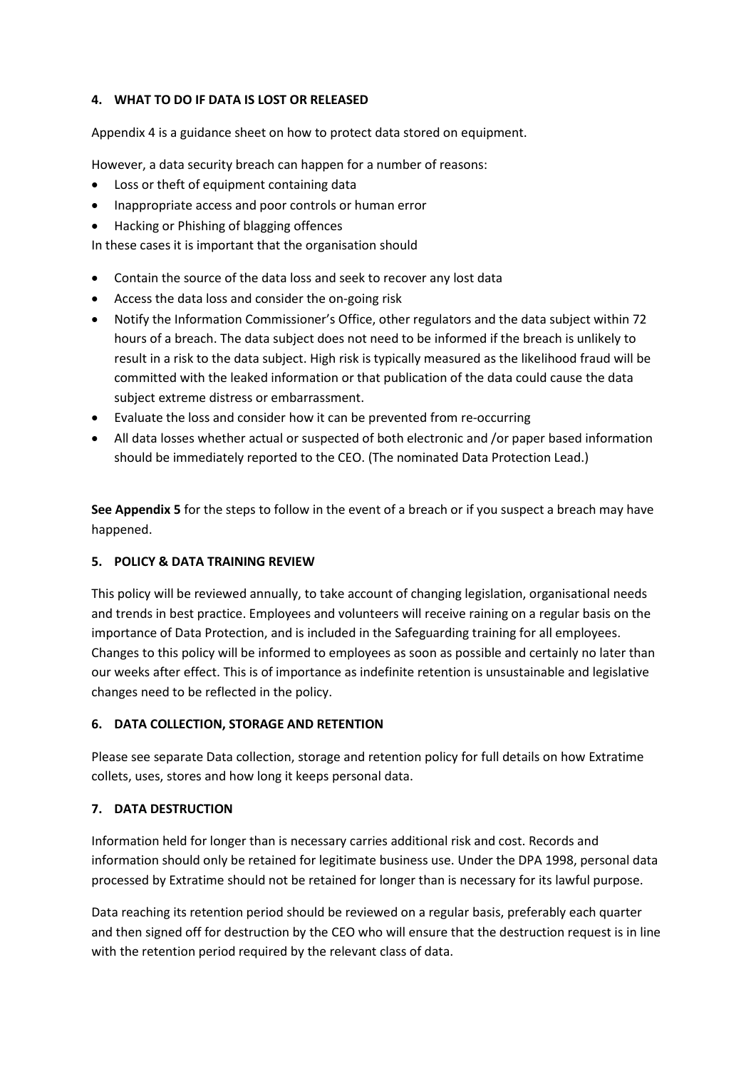## 4. WHAT TO DO IF DATA IS LOST OR RELEASED

Appendix 4 is a guidance sheet on how to protect data stored on equipment.

However, a data security breach can happen for a number of reasons:

- Loss or theft of equipment containing data
- Inappropriate access and poor controls or human error
- Hacking or Phishing of blagging offences

In these cases it is important that the organisation should

- Contain the source of the data loss and seek to recover any lost data
- Access the data loss and consider the on-going risk
- Notify the Information Commissioner's Office, other regulators and the data subject within 72 hours of a breach. The data subject does not need to be informed if the breach is unlikely to result in a risk to the data subject. High risk is typically measured as the likelihood fraud will be committed with the leaked information or that publication of the data could cause the data subject extreme distress or embarrassment.
- Evaluate the loss and consider how it can be prevented from re-occurring
- All data losses whether actual or suspected of both electronic and /or paper based information should be immediately reported to the CEO. (The nominated Data Protection Lead.)

**See Appendix 5** for the steps to follow in the event of a breach or if you suspect a breach may have happened.

## 5. POLICY & DATA TRAINING REVIEW

This policy will be reviewed annually, to take account of changing legislation, organisational needs and trends in best practice. Employees and volunteers will receive raining on a regular basis on the importance of Data Protection, and is included in the Safeguarding training for all employees. Changes to this policy will be informed to employees as soon as possible and certainly no later than our weeks after effect. This is of importance as indefinite retention is unsustainable and legislative changes need to be reflected in the policy.

## 6. DATA COLLECTION, STORAGE AND RETENTION

Please see separate Data collection, storage and retention policy for full details on how Extratime collets, uses, stores and how long it keeps personal data.

## 7. DATA DESTRUCTION

Information held for longer than is necessary carries additional risk and cost. Records and information should only be retained for legitimate business use. Under the DPA 1998, personal data processed by Extratime should not be retained for longer than is necessary for its lawful purpose.

Data reaching its retention period should be reviewed on a regular basis, preferably each quarter and then signed off for destruction by the CEO who will ensure that the destruction request is in line with the retention period required by the relevant class of data.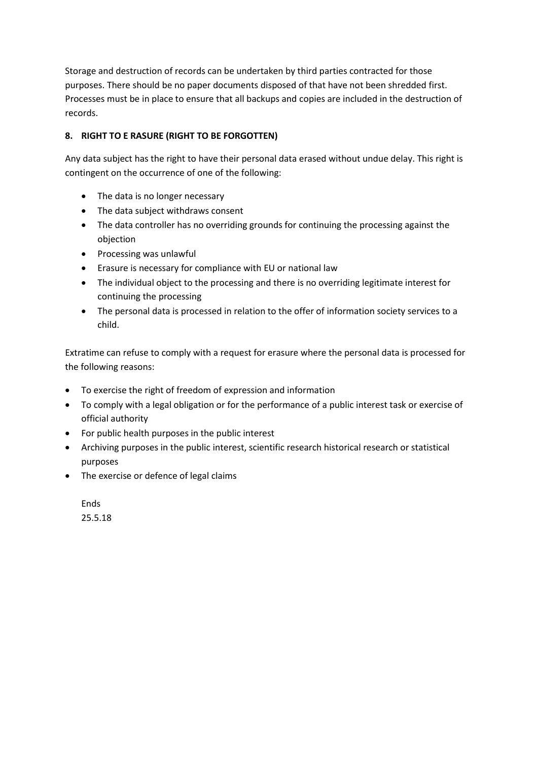Storage and destruction of records can be undertaken by third parties contracted for those purposes. There should be no paper documents disposed of that have not been shredded first. Processes must be in place to ensure that all backups and copies are included in the destruction of records.

## 8. RIGHT TO E RASURE (RIGHT TO BE FORGOTTEN)

Any data subject has the right to have their personal data erased without undue delay. This right is contingent on the occurrence of one of the following:

- The data is no longer necessary
- The data subject withdraws consent
- The data controller has no overriding grounds for continuing the processing against the objection
- Processing was unlawful
- Erasure is necessary for compliance with EU or national law
- The individual object to the processing and there is no overriding legitimate interest for continuing the processing
- The personal data is processed in relation to the offer of information society services to a child.

Extratime can refuse to comply with a request for erasure where the personal data is processed for the following reasons:

- To exercise the right of freedom of expression and information
- To comply with a legal obligation or for the performance of a public interest task or exercise of official authority
- For public health purposes in the public interest
- Archiving purposes in the public interest, scientific research historical research or statistical purposes
- The exercise or defence of legal claims

Ends
25.5.18